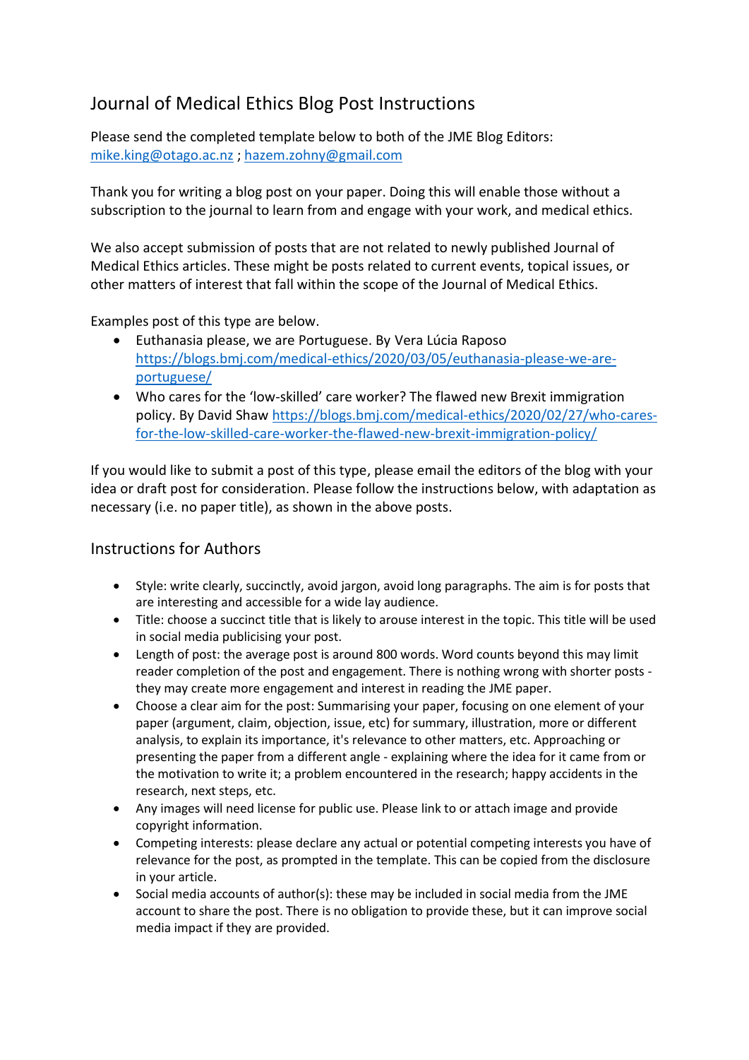# Journal of Medical Ethics Blog Post Instructions

Please send the completed template below to both of the JME Blog Editors: mike.king@otago.ac.nz ; hazem.zohny@gmail.com

Thank you for writing a blog post on your paper. Doing this will enable those without a subscription to the journal to learn from and engage with your work, and medical ethics.

We also accept submission of posts that are not related to newly published Journal of Medical Ethics articles. These might be posts related to current events, topical issues, or other matters of interest that fall within the scope of the Journal of Medical Ethics.

Examples post of this type are below.

- Euthanasia please, we are Portuguese. By Vera Lúcia Raposo https://blogs.bmj.com/medical-ethics/2020/03/05/euthanasia-please-we-are-portuguese/
- Who cares for the 'low-skilled' care worker? The flawed new Brexit immigration policy. By David Shaw https://blogs.bmj.com/medical-ethics/2020/02/27/who-cares-for-the-low-skilled-care-worker-the-flawed-new-brexit-immigration-policy/

If you would like to submit a post of this type, please email the editors of the blog with your idea or draft post for consideration. Please follow the instructions below, with adaptation as necessary (i.e. no paper title), as shown in the above posts.

## Instructions for Authors

- Style: write clearly, succinctly, avoid jargon, avoid long paragraphs. The aim is for posts that are interesting and accessible for a wide lay audience.
- Title: choose a succinct title that is likely to arouse interest in the topic. This title will be used in social media publicising your post.
- Length of post: the average post is around 800 words. Word counts beyond this may limit reader completion of the post and engagement. There is nothing wrong with shorter posts - they may create more engagement and interest in reading the JME paper.
- Choose a clear aim for the post: Summarising your paper, focusing on one element of your paper (argument, claim, objection, issue, etc) for summary, illustration, more or different analysis, to explain its importance, it's relevance to other matters, etc. Approaching or presenting the paper from a different angle - explaining where the idea for it came from or the motivation to write it; a problem encountered in the research; happy accidents in the research, next steps, etc.
- Any images will need license for public use. Please link to or attach image and provide copyright information.
- Competing interests: please declare any actual or potential competing interests you have of relevance for the post, as prompted in the template. This can be copied from the disclosure in your article.
- Social media accounts of author(s): these may be included in social media from the JME account to share the post. There is no obligation to provide these, but it can improve social media impact if they are provided.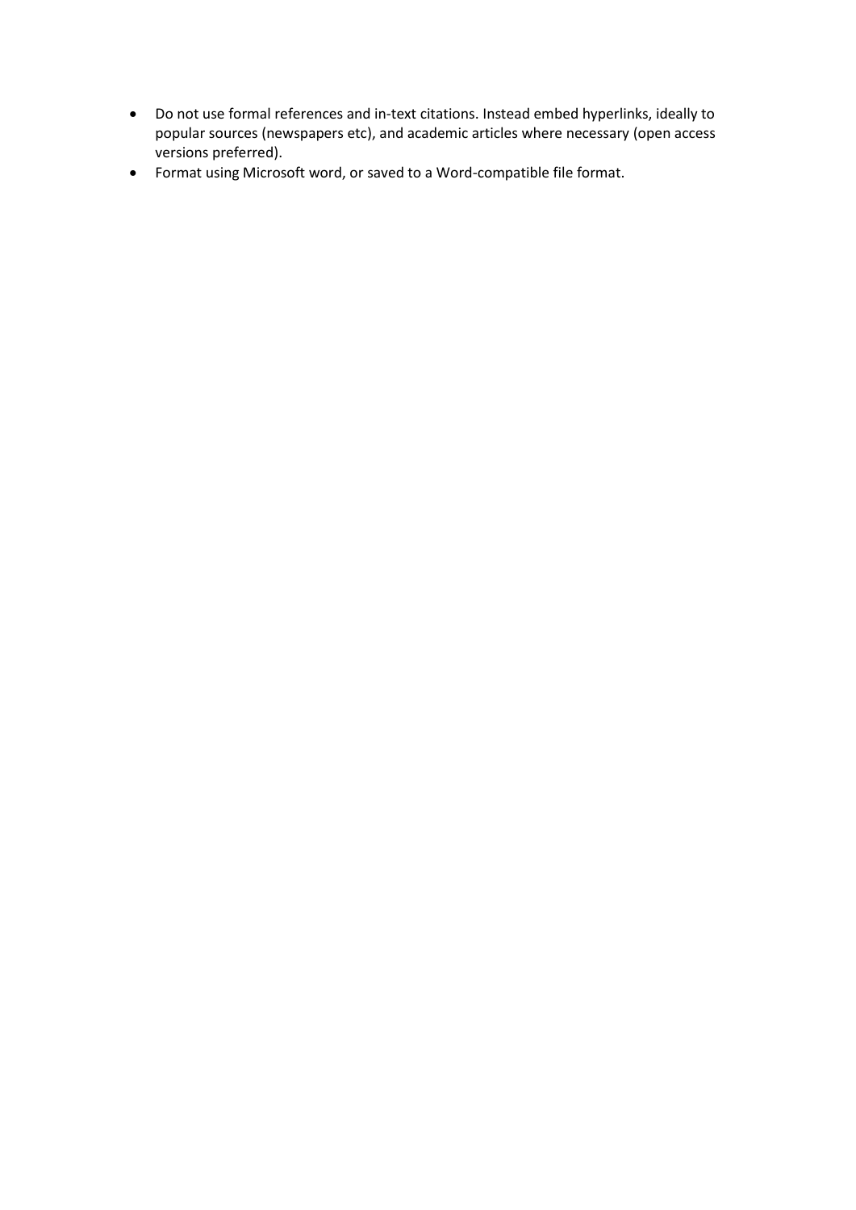- Do not use formal references and in-text citations. Instead embed hyperlinks, ideally to popular sources (newspapers etc), and academic articles where necessary (open access versions preferred).
- Format using Microsoft word, or saved to a Word-compatible file format.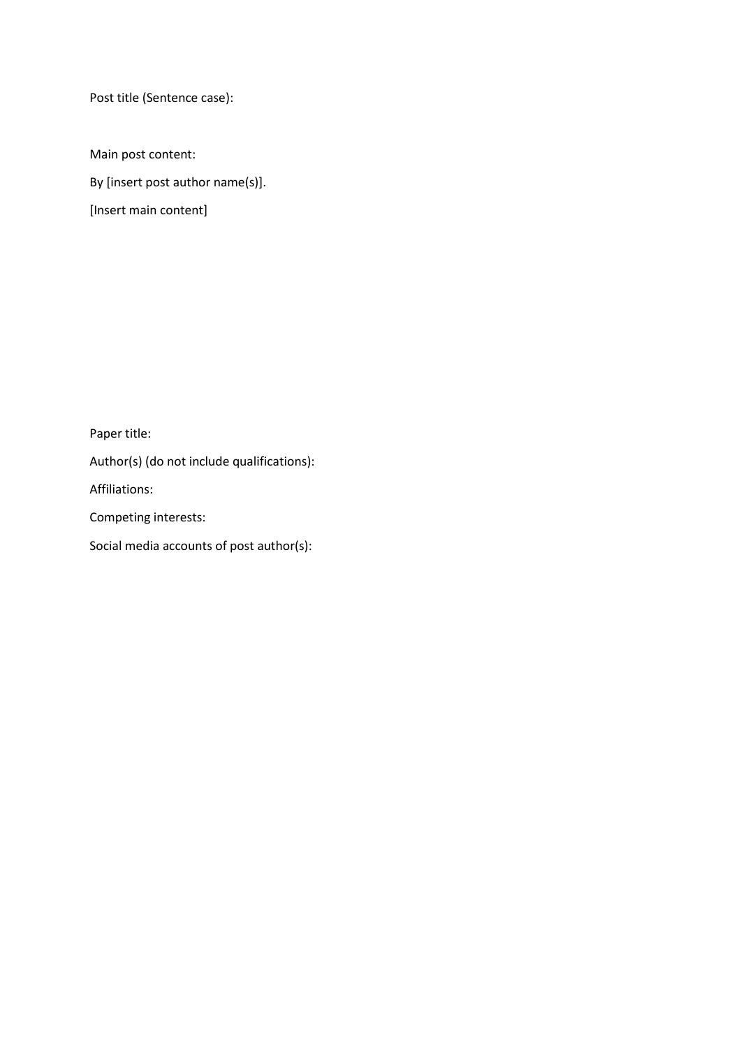Post title (Sentence case):

Main post content:

By [insert post author name(s)].

[Insert main content]

Paper title:

Author(s) (do not include qualifications):

Affiliations:

Competing interests:

Social media accounts of post author(s):